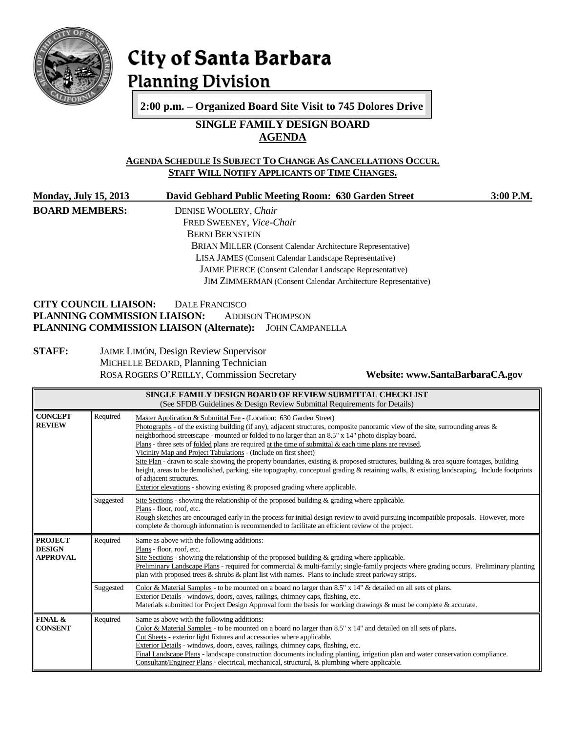# City of Santa Barbara
## Planning Division

**2:00 p.m. – Organized Board Site Visit to 745 Dolores Drive**

## SINGLE FAMILY DESIGN BOARD
## AGENDA

**AGENDA SCHEDULE IS SUBJECT TO CHANGE AS CANCELLATIONS OCCUR. STAFF WILL NOTIFY APPLICANTS OF TIME CHANGES.**

**Monday, July 15, 2013** | **David Gebhard Public Meeting Room: 630 Garden Street** | **3:00 P.M.**

**BOARD MEMBERS:**
- DENISE WOOLERY, *Chair*
- FRED SWEENEY, *Vice-Chair*
- BERNI BERNSTEIN
- BRIAN MILLER (Consent Calendar Architecture Representative)
- LISA JAMES (Consent Calendar Landscape Representative)
- JAIME PIERCE (Consent Calendar Landscape Representative)
- JIM ZIMMERMAN (Consent Calendar Architecture Representative)

**CITY COUNCIL LIAISON:** DALE FRANCISCO
**PLANNING COMMISSION LIAISON:** ADDISON THOMPSON
**PLANNING COMMISSION LIAISON (Alternate):** JOHN CAMPANELLA

**STAFF:**
- JAIME LIMÓN, Design Review Supervisor
- MICHELLE BEDARD, Planning Technician
- ROSA ROGERS O'REILLY, Commission Secretary

**Website: www.SantaBarbaraCA.gov**

| **SINGLE FAMILY DESIGN BOARD OF REVIEW SUBMITTAL CHECKLIST** (See SFDB Guidelines & Design Review Submittal Requirements for Details) | | |
|---|---|---|
| **CONCEPT REVIEW** | Required | Master Application & Submittal Fee - (Location: 630 Garden Street)<br>Photographs - of the existing building (if any), adjacent structures, composite panoramic view of the site, surrounding areas & neighborhood streetscape - mounted or folded to no larger than an 8.5" x 14" photo display board.<br>Plans - three sets of folded plans are required at the time of submittal & each time plans are revised.<br>Vicinity Map and Project Tabulations - (Include on first sheet)<br>Site Plan - drawn to scale showing the property boundaries, existing & proposed structures, building & area square footages, building height, areas to be demolished, parking, site topography, conceptual grading & retaining walls, & existing landscaping. Include footprints of adjacent structures.<br>Exterior elevations - showing existing & proposed grading where applicable. |
| | Suggested | Site Sections - showing the relationship of the proposed building & grading where applicable.<br>Plans - floor, roof, etc.<br>Rough sketches are encouraged early in the process for initial design review to avoid pursuing incompatible proposals. However, more complete & thorough information is recommended to facilitate an efficient review of the project. |
| **PROJECT DESIGN APPROVAL** | Required | Same as above with the following additions:<br>Plans - floor, roof, etc.<br>Site Sections - showing the relationship of the proposed building & grading where applicable.<br>Preliminary Landscape Plans - required for commercial & multi-family; single-family projects where grading occurs. Preliminary planting plan with proposed trees & shrubs & plant list with names. Plans to include street parkway strips. |
| | Suggested | Color & Material Samples - to be mounted on a board no larger than 8.5" x 14" & detailed on all sets of plans.<br>Exterior Details - windows, doors, eaves, railings, chimney caps, flashing, etc.<br>Materials submitted for Project Design Approval form the basis for working drawings & must be complete & accurate. |
| **FINAL & CONSENT** | Required | Same as above with the following additions:<br>Color & Material Samples - to be mounted on a board no larger than 8.5" x 14" and detailed on all sets of plans.<br>Cut Sheets - exterior light fixtures and accessories where applicable.<br>Exterior Details - windows, doors, eaves, railings, chimney caps, flashing, etc.<br>Final Landscape Plans - landscape construction documents including planting, irrigation plan and water conservation compliance.<br>Consultant/Engineer Plans - electrical, mechanical, structural, & plumbing where applicable. |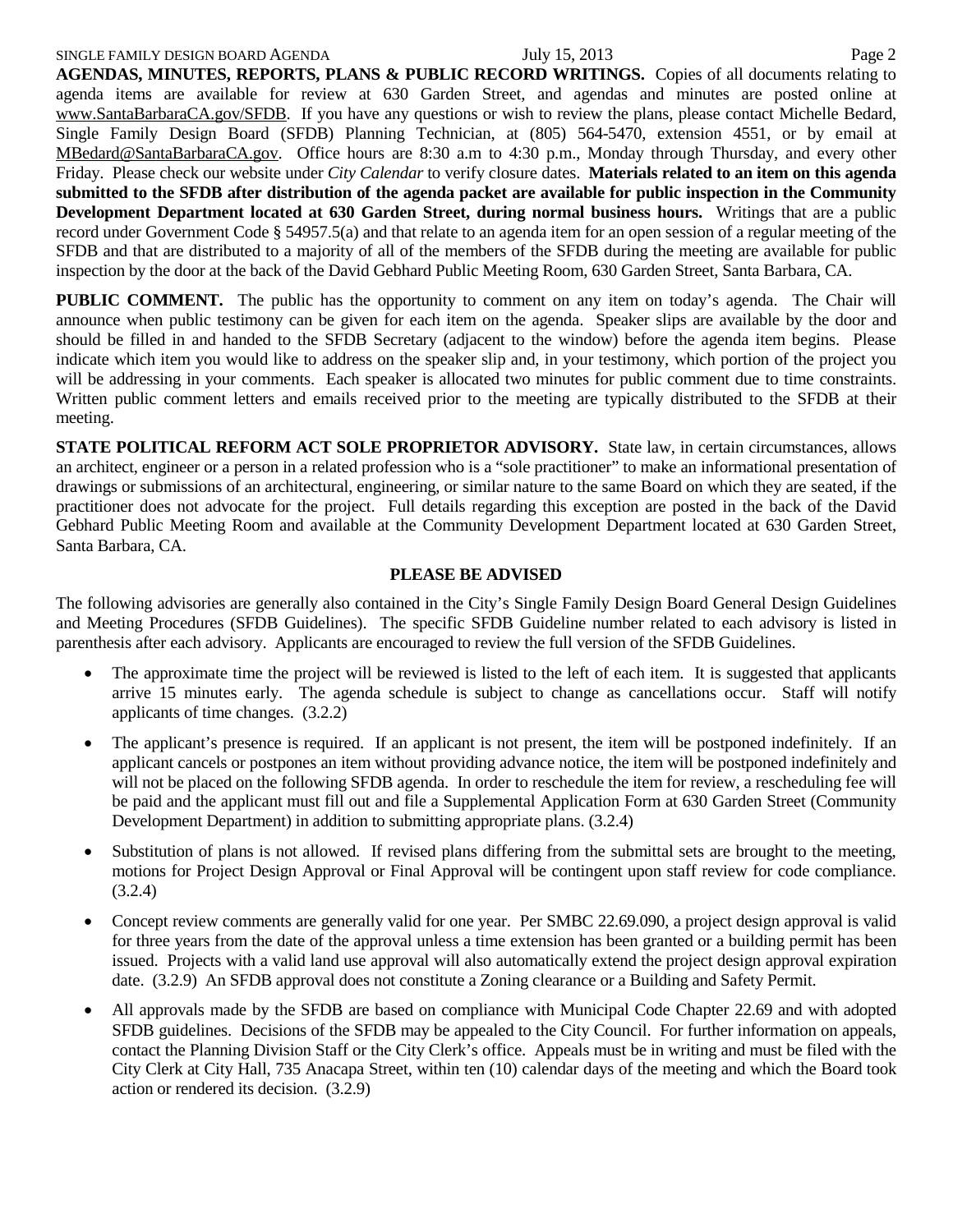**AGENDAS, MINUTES, REPORTS, PLANS & PUBLIC RECORD WRITINGS.** Copies of all documents relating to agenda items are available for review at 630 Garden Street, and agendas and minutes are posted online at www.SantaBarbaraCA.gov/SFDB. If you have any questions or wish to review the plans, please contact Michelle Bedard, Single Family Design Board (SFDB) Planning Technician, at (805) 564-5470, extension 4551, or by email at MBedard@SantaBarbaraCA.gov. Office hours are 8:30 a.m to 4:30 p.m., Monday through Thursday, and every other Friday. Please check our website under *City Calendar* to verify closure dates. **Materials related to an item on this agenda submitted to the SFDB after distribution of the agenda packet are available for public inspection in the Community Development Department located at 630 Garden Street, during normal business hours.** Writings that are a public record under Government Code § 54957.5(a) and that relate to an agenda item for an open session of a regular meeting of the SFDB and that are distributed to a majority of all of the members of the SFDB during the meeting are available for public inspection by the door at the back of the David Gebhard Public Meeting Room, 630 Garden Street, Santa Barbara, CA.

**PUBLIC COMMENT.** The public has the opportunity to comment on any item on today's agenda. The Chair will announce when public testimony can be given for each item on the agenda. Speaker slips are available by the door and should be filled in and handed to the SFDB Secretary (adjacent to the window) before the agenda item begins. Please indicate which item you would like to address on the speaker slip and, in your testimony, which portion of the project you will be addressing in your comments. Each speaker is allocated two minutes for public comment due to time constraints. Written public comment letters and emails received prior to the meeting are typically distributed to the SFDB at their meeting.

**STATE POLITICAL REFORM ACT SOLE PROPRIETOR ADVISORY.** State law, in certain circumstances, allows an architect, engineer or a person in a related profession who is a "sole practitioner" to make an informational presentation of drawings or submissions of an architectural, engineering, or similar nature to the same Board on which they are seated, if the practitioner does not advocate for the project. Full details regarding this exception are posted in the back of the David Gebhard Public Meeting Room and available at the Community Development Department located at 630 Garden Street, Santa Barbara, CA.

## PLEASE BE ADVISED

The following advisories are generally also contained in the City's Single Family Design Board General Design Guidelines and Meeting Procedures (SFDB Guidelines). The specific SFDB Guideline number related to each advisory is listed in parenthesis after each advisory. Applicants are encouraged to review the full version of the SFDB Guidelines.

- The approximate time the project will be reviewed is listed to the left of each item. It is suggested that applicants arrive 15 minutes early. The agenda schedule is subject to change as cancellations occur. Staff will notify applicants of time changes. (3.2.2)
- The applicant's presence is required. If an applicant is not present, the item will be postponed indefinitely. If an applicant cancels or postpones an item without providing advance notice, the item will be postponed indefinitely and will not be placed on the following SFDB agenda. In order to reschedule the item for review, a rescheduling fee will be paid and the applicant must fill out and file a Supplemental Application Form at 630 Garden Street (Community Development Department) in addition to submitting appropriate plans. (3.2.4)
- Substitution of plans is not allowed. If revised plans differing from the submittal sets are brought to the meeting, motions for Project Design Approval or Final Approval will be contingent upon staff review for code compliance. (3.2.4)
- Concept review comments are generally valid for one year. Per SMBC 22.69.090, a project design approval is valid for three years from the date of the approval unless a time extension has been granted or a building permit has been issued. Projects with a valid land use approval will also automatically extend the project design approval expiration date. (3.2.9) An SFDB approval does not constitute a Zoning clearance or a Building and Safety Permit.
- All approvals made by the SFDB are based on compliance with Municipal Code Chapter 22.69 and with adopted SFDB guidelines. Decisions of the SFDB may be appealed to the City Council. For further information on appeals, contact the Planning Division Staff or the City Clerk's office. Appeals must be in writing and must be filed with the City Clerk at City Hall, 735 Anacapa Street, within ten (10) calendar days of the meeting and which the Board took action or rendered its decision. (3.2.9)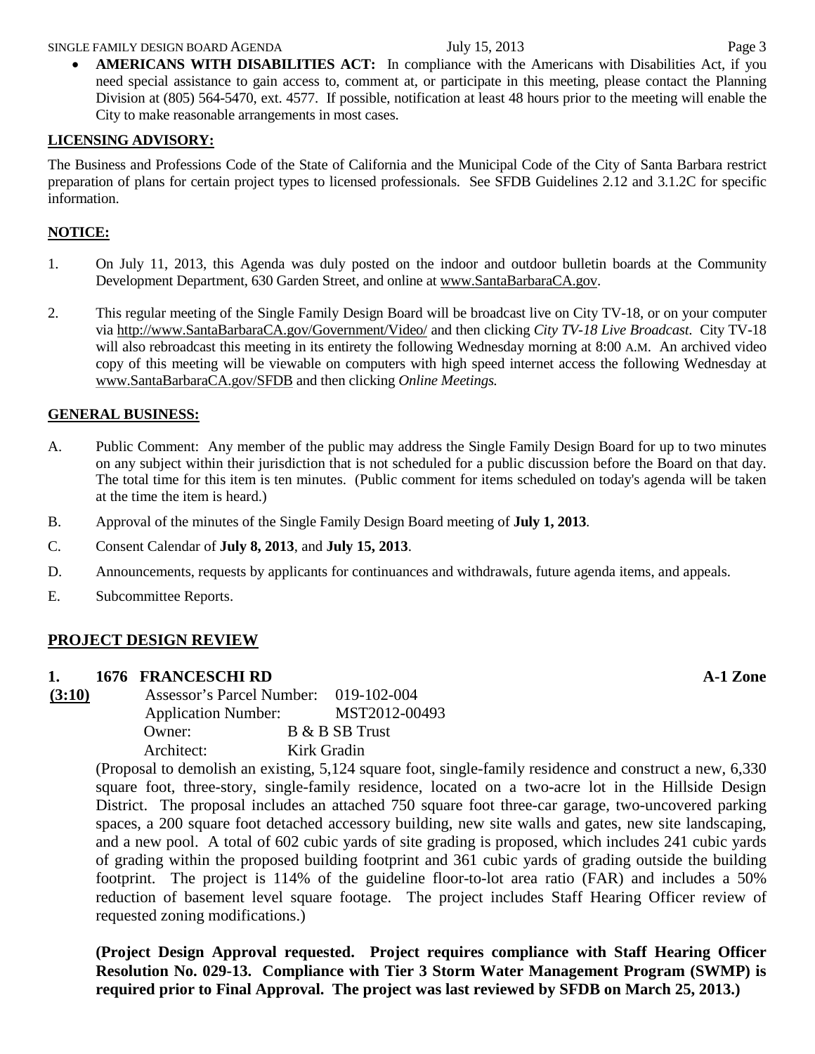- **AMERICANS WITH DISABILITIES ACT:** In compliance with the Americans with Disabilities Act, if you need special assistance to gain access to, comment at, or participate in this meeting, please contact the Planning Division at (805) 564-5470, ext. 4577. If possible, notification at least 48 hours prior to the meeting will enable the City to make reasonable arrangements in most cases.

**LICENSING ADVISORY:**

The Business and Professions Code of the State of California and the Municipal Code of the City of Santa Barbara restrict preparation of plans for certain project types to licensed professionals. See SFDB Guidelines 2.12 and 3.1.2C for specific information.

**NOTICE:**

1. On July 11, 2013, this Agenda was duly posted on the indoor and outdoor bulletin boards at the Community Development Department, 630 Garden Street, and online at www.SantaBarbaraCA.gov.

2. This regular meeting of the Single Family Design Board will be broadcast live on City TV-18, or on your computer via http://www.SantaBarbaraCA.gov/Government/Video/ and then clicking *City TV-18 Live Broadcast*. City TV-18 will also rebroadcast this meeting in its entirety the following Wednesday morning at 8:00 A.M. An archived video copy of this meeting will be viewable on computers with high speed internet access the following Wednesday at www.SantaBarbaraCA.gov/SFDB and then clicking *Online Meetings.*

**GENERAL BUSINESS:**

A. Public Comment: Any member of the public may address the Single Family Design Board for up to two minutes on any subject within their jurisdiction that is not scheduled for a public discussion before the Board on that day. The total time for this item is ten minutes. (Public comment for items scheduled on today's agenda will be taken at the time the item is heard.)

B. Approval of the minutes of the Single Family Design Board meeting of **July 1, 2013**.

C. Consent Calendar of **July 8, 2013**, and **July 15, 2013**.

D. Announcements, requests by applicants for continuances and withdrawals, future agenda items, and appeals.

E. Subcommittee Reports.

## PROJECT DESIGN REVIEW

**1. 1676 FRANCESCHI RD** **A-1 Zone**

**(3:10)**

Assessor's Parcel Number: 019-102-004
Application Number: MST2012-00493
Owner: B & B SB Trust
Architect: Kirk Gradin

(Proposal to demolish an existing, 5,124 square foot, single-family residence and construct a new, 6,330 square foot, three-story, single-family residence, located on a two-acre lot in the Hillside Design District. The proposal includes an attached 750 square foot three-car garage, two-uncovered parking spaces, a 200 square foot detached accessory building, new site walls and gates, new site landscaping, and a new pool. A total of 602 cubic yards of site grading is proposed, which includes 241 cubic yards of grading within the proposed building footprint and 361 cubic yards of grading outside the building footprint. The project is 114% of the guideline floor-to-lot area ratio (FAR) and includes a 50% reduction of basement level square footage. The project includes Staff Hearing Officer review of requested zoning modifications.)

**(Project Design Approval requested. Project requires compliance with Staff Hearing Officer Resolution No. 029-13. Compliance with Tier 3 Storm Water Management Program (SWMP) is required prior to Final Approval. The project was last reviewed by SFDB on March 25, 2013.)**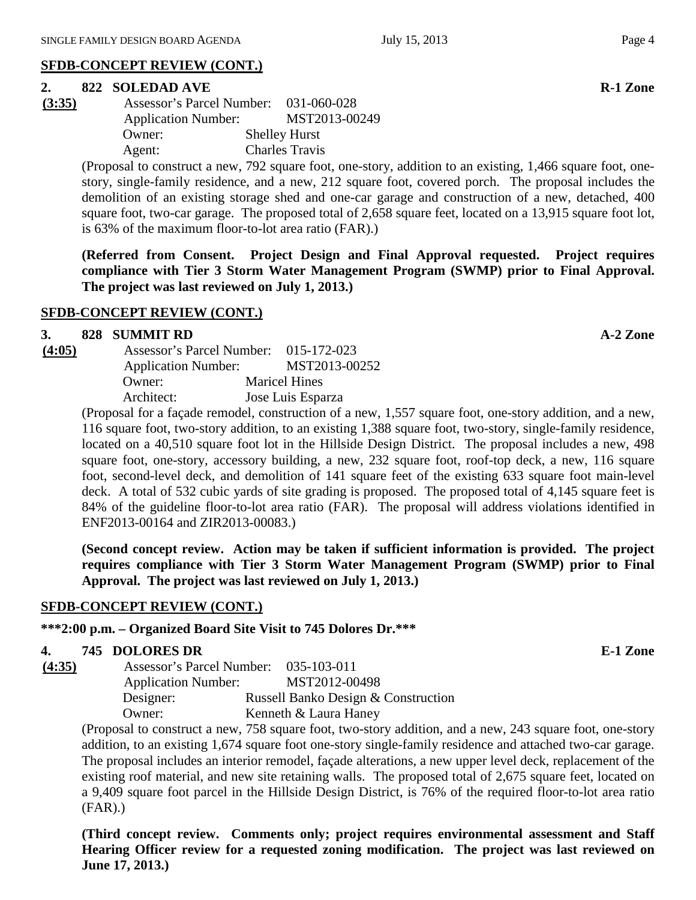## SFDB-CONCEPT REVIEW (CONT.)

**2. 822 SOLEDAD AVE** **R-1 Zone**

**(3:35)**

Assessor's Parcel Number: 031-060-028
Application Number: MST2013-00249
Owner: Shelley Hurst
Agent: Charles Travis

(Proposal to construct a new, 792 square foot, one-story, addition to an existing, 1,466 square foot, one-story, single-family residence, and a new, 212 square foot, covered porch. The proposal includes the demolition of an existing storage shed and one-car garage and construction of a new, detached, 400 square foot, two-car garage. The proposed total of 2,658 square feet, located on a 13,915 square foot lot, is 63% of the maximum floor-to-lot area ratio (FAR).)

**(Referred from Consent. Project Design and Final Approval requested. Project requires compliance with Tier 3 Storm Water Management Program (SWMP) prior to Final Approval. The project was last reviewed on July 1, 2013.)**

## SFDB-CONCEPT REVIEW (CONT.)

**3. 828 SUMMIT RD** **A-2 Zone**

**(4:05)**

Assessor's Parcel Number: 015-172-023
Application Number: MST2013-00252
Owner: Maricel Hines
Architect: Jose Luis Esparza

(Proposal for a façade remodel, construction of a new, 1,557 square foot, one-story addition, and a new, 116 square foot, two-story addition, to an existing 1,388 square foot, two-story, single-family residence, located on a 40,510 square foot lot in the Hillside Design District. The proposal includes a new, 498 square foot, one-story, accessory building, a new, 232 square foot, roof-top deck, a new, 116 square foot, second-level deck, and demolition of 141 square feet of the existing 633 square foot main-level deck. A total of 532 cubic yards of site grading is proposed. The proposed total of 4,145 square feet is 84% of the guideline floor-to-lot area ratio (FAR). The proposal will address violations identified in ENF2013-00164 and ZIR2013-00083.)

**(Second concept review. Action may be taken if sufficient information is provided. The project requires compliance with Tier 3 Storm Water Management Program (SWMP) prior to Final Approval. The project was last reviewed on July 1, 2013.)**

## SFDB-CONCEPT REVIEW (CONT.)

**\*\*\*2:00 p.m. – Organized Board Site Visit to 745 Dolores Dr.\*\*\***

**4. 745 DOLORES DR** **E-1 Zone**

**(4:35)**

Assessor's Parcel Number: 035-103-011
Application Number: MST2012-00498
Designer: Russell Banko Design & Construction
Owner: Kenneth & Laura Haney

(Proposal to construct a new, 758 square foot, two-story addition, and a new, 243 square foot, one-story addition, to an existing 1,674 square foot one-story single-family residence and attached two-car garage. The proposal includes an interior remodel, façade alterations, a new upper level deck, replacement of the existing roof material, and new site retaining walls. The proposed total of 2,675 square feet, located on a 9,409 square foot parcel in the Hillside Design District, is 76% of the required floor-to-lot area ratio (FAR).)

**(Third concept review. Comments only; project requires environmental assessment and Staff Hearing Officer review for a requested zoning modification. The project was last reviewed on June 17, 2013.)**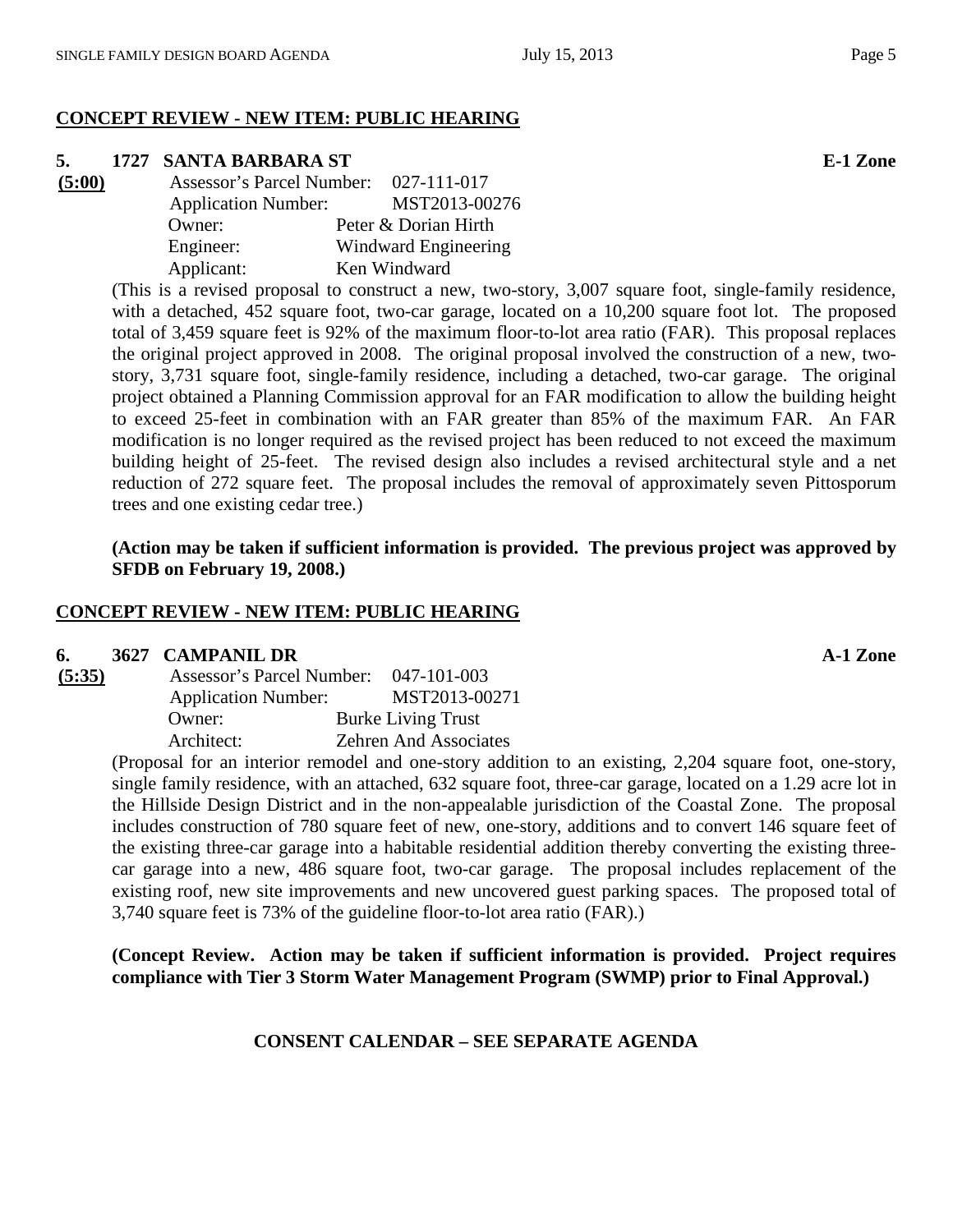## CONCEPT REVIEW - NEW ITEM: PUBLIC HEARING

**5. 1727 SANTA BARBARA ST** **E-1 Zone**

**(5:00)**

Assessor's Parcel Number: 027-111-017
Application Number: MST2013-00276
Owner: Peter & Dorian Hirth
Engineer: Windward Engineering
Applicant: Ken Windward

(This is a revised proposal to construct a new, two-story, 3,007 square foot, single-family residence, with a detached, 452 square foot, two-car garage, located on a 10,200 square foot lot. The proposed total of 3,459 square feet is 92% of the maximum floor-to-lot area ratio (FAR). This proposal replaces the original project approved in 2008. The original proposal involved the construction of a new, two-story, 3,731 square foot, single-family residence, including a detached, two-car garage. The original project obtained a Planning Commission approval for an FAR modification to allow the building height to exceed 25-feet in combination with an FAR greater than 85% of the maximum FAR. An FAR modification is no longer required as the revised project has been reduced to not exceed the maximum building height of 25-feet. The revised design also includes a revised architectural style and a net reduction of 272 square feet. The proposal includes the removal of approximately seven Pittosporum trees and one existing cedar tree.)

**(Action may be taken if sufficient information is provided. The previous project was approved by SFDB on February 19, 2008.)**

## CONCEPT REVIEW - NEW ITEM: PUBLIC HEARING

**6. 3627 CAMPANIL DR** **A-1 Zone**

**(5:35)**

Assessor's Parcel Number: 047-101-003
Application Number: MST2013-00271
Owner: Burke Living Trust
Architect: Zehren And Associates

(Proposal for an interior remodel and one-story addition to an existing, 2,204 square foot, one-story, single family residence, with an attached, 632 square foot, three-car garage, located on a 1.29 acre lot in the Hillside Design District and in the non-appealable jurisdiction of the Coastal Zone. The proposal includes construction of 780 square feet of new, one-story, additions and to convert 146 square feet of the existing three-car garage into a habitable residential addition thereby converting the existing three-car garage into a new, 486 square foot, two-car garage. The proposal includes replacement of the existing roof, new site improvements and new uncovered guest parking spaces. The proposed total of 3,740 square feet is 73% of the guideline floor-to-lot area ratio (FAR).)

**(Concept Review. Action may be taken if sufficient information is provided. Project requires compliance with Tier 3 Storm Water Management Program (SWMP) prior to Final Approval.)**

**CONSENT CALENDAR – SEE SEPARATE AGENDA**